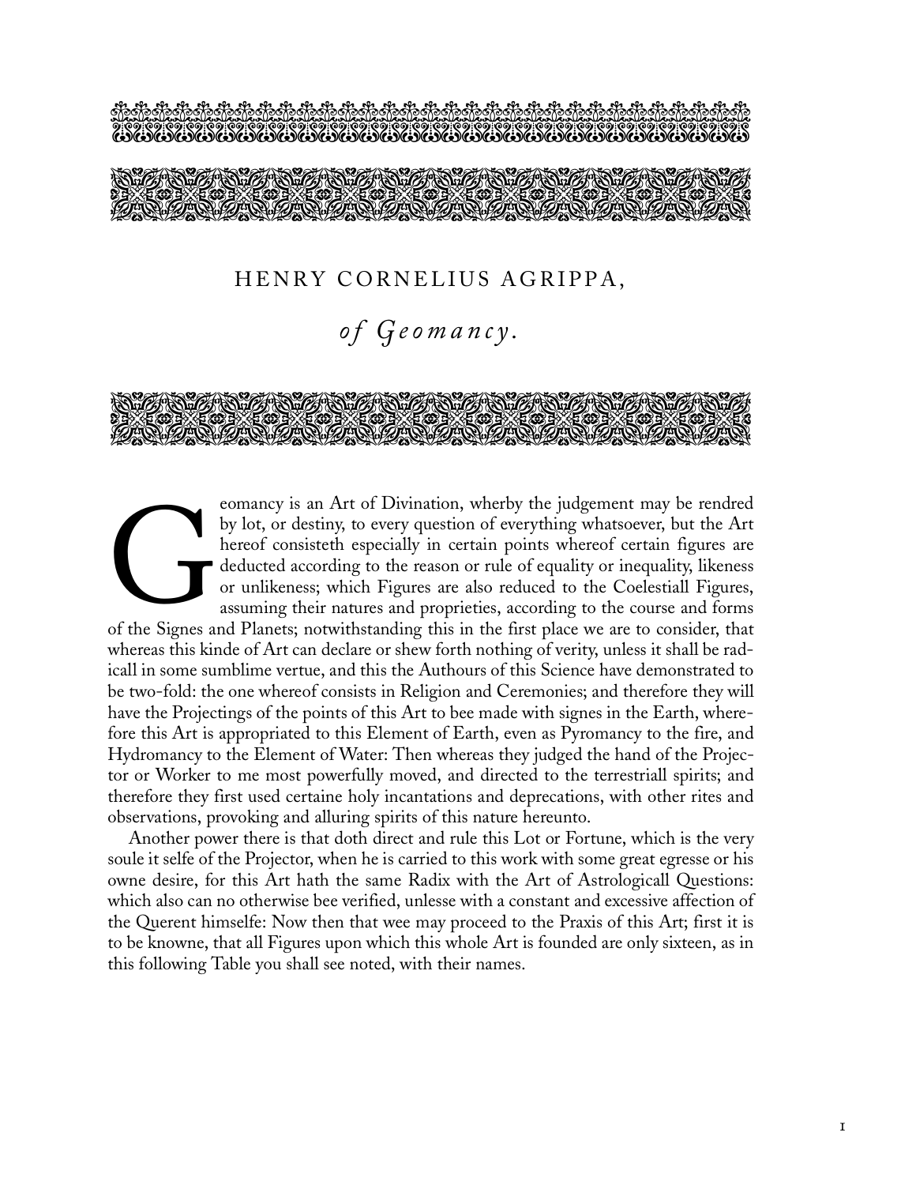# HENRY CORNELIUS AGRIPPA,

## *of Geomancy.*

Geomancy is an Art of Divination, wherby the judgement may be rendred by lot, or destiny, to every question of everything whatsoever, but the Art hereof consisteth especially in certain points whereof certain figures are deducted according to the reason or rule of equality or inequality, likeness or unlikeness; which Figures are also reduced to the Coelestiall Figures, assuming their natures and proprieties, according to the course and forms of the Signes and Planets; notwithstanding this in the first place we are to consider, that whereas this kinde of Art can declare or shew forth nothing of verity, unless it shall be radicall in some sumblime vertue, and this the Authours of this Science have demonstrated to be two-fold: the one whereof consists in Religion and Ceremonies; and therefore they will have the Projectings of the points of this Art to bee made with signes in the Earth, wherefore this Art is appropriated to this Element of Earth, even as Pyromancy to the fire, and Hydromancy to the Element of Water: Then whereas they judged the hand of the Projector or Worker to me most powerfully moved, and directed to the terrestriall spirits; and therefore they first used certaine holy incantations and deprecations, with other rites and observations, provoking and alluring spirits of this nature hereunto.

Another power there is that doth direct and rule this Lot or Fortune, which is the very soule it selfe of the Projector, when he is carried to this work with some great egresse or his owne desire, for this Art hath the same Radix with the Art of Astrologicall Questions: which also can no otherwise bee verified, unlesse with a constant and excessive affection of the Querent himselfe: Now then that wee may proceed to the Praxis of this Art; first it is to be knowne, that all Figures upon which this whole Art is founded are only sixteen, as in this following Table you shall see noted, with their names.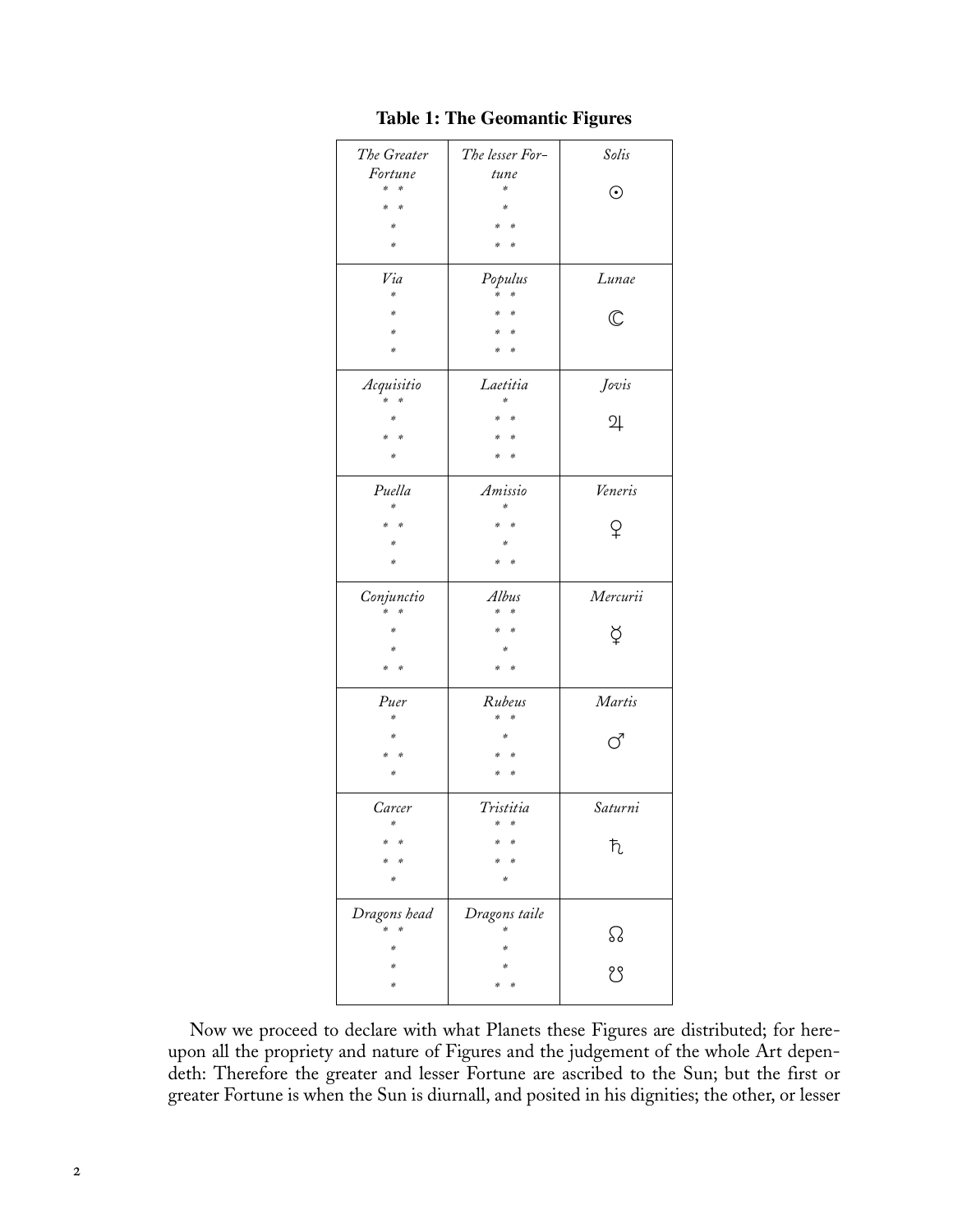**Table 1: The Geomantic Figures**

| | | |
|---|---|---|
| *The Greater Fortune*<br>* *<br>* *<br>*<br>* | *The lesser Fortune*<br>*<br>*<br>* *<br>* * | *Solis*<br>☉ |
| *Via*<br>*<br>*<br>*<br>* | *Populus*<br>* *<br>* *<br>* *<br>* * | *Lunae*<br>☾ |
| *Acquisitio*<br>* *<br>*<br>* *<br>* | *Laetitia*<br>*<br>* *<br>* *<br>* * | *Jovis*<br>♃ |
| *Puella*<br>*<br>* *<br>*<br>* | *Amissio*<br>*<br>* *<br>*<br>* * | *Veneris*<br>♀ |
| *Conjunctio*<br>* *<br>*<br>*<br>* * | *Albus*<br>* *<br>* *<br>*<br>* * | *Mercurii*<br>☿ |
| *Puer*<br>*<br>*<br>* *<br>* | *Rubeus*<br>* *<br>*<br>* *<br>* * | *Martis*<br>♂ |
| *Carcer*<br>*<br>* *<br>* *<br>* | *Tristitia*<br>* *<br>* *<br>* *<br>* | *Saturni*<br>♄ |
| *Dragons head*<br>* *<br>*<br>*<br>* | *Dragons taile*<br>*<br>*<br>*<br>* * | ☊<br>☋ |

Now we proceed to declare with what Planets these Figures are distributed; for hereupon all the propriety and nature of Figures and the judgement of the whole Art dependeth: Therefore the greater and lesser Fortune are ascribed to the Sun; but the first or greater Fortune is when the Sun is diurnall, and posited in his dignities; the other, or lesser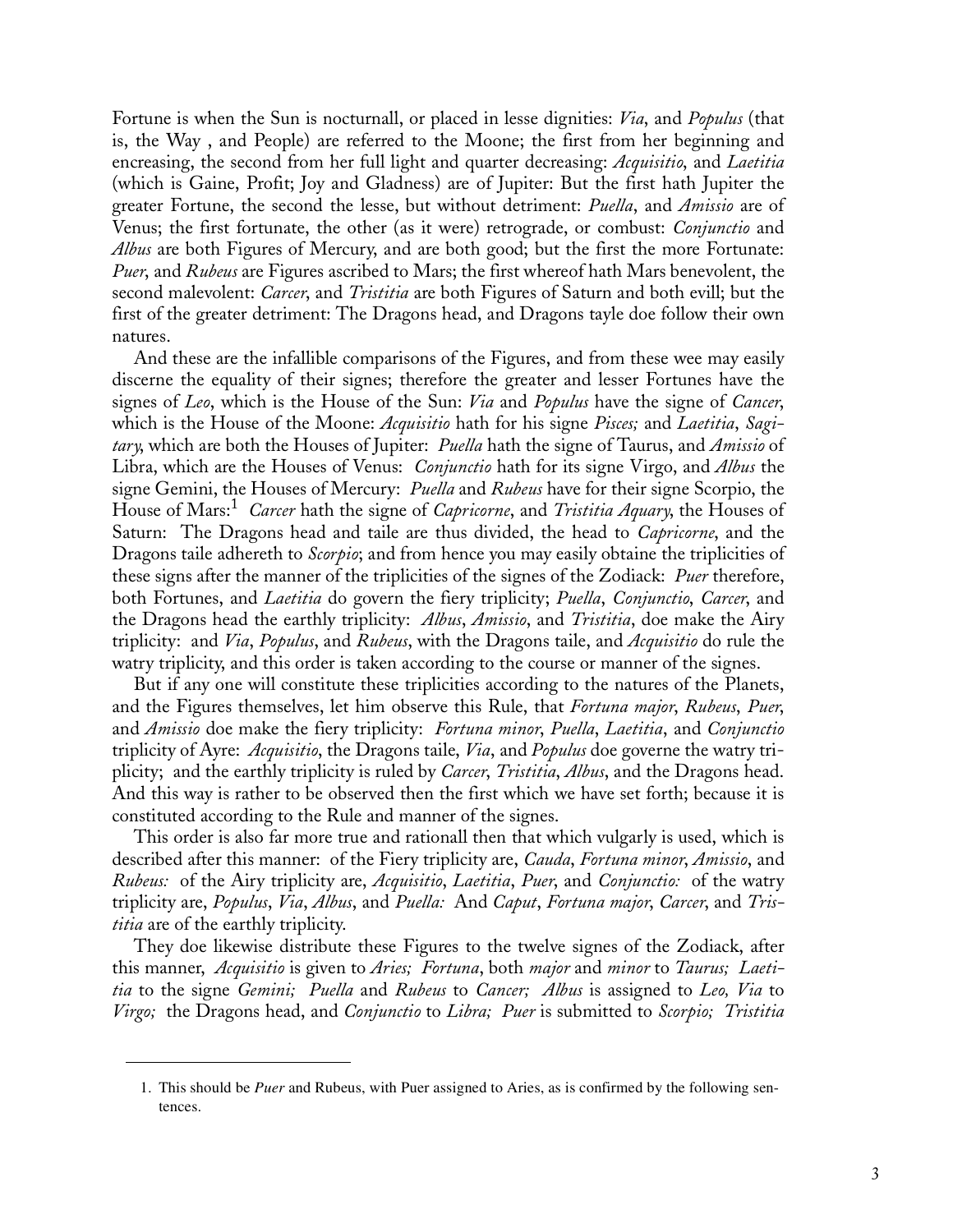Fortune is when the Sun is nocturnall, or placed in lesse dignities: *Via*, and *Populus* (that is, the Way , and People) are referred to the Moone; the first from her beginning and encreasing, the second from her full light and quarter decreasing: *Acquisitio*, and *Laetitia* (which is Gaine, Profit; Joy and Gladness) are of Jupiter: But the first hath Jupiter the greater Fortune, the second the lesse, but without detriment: *Puella*, and *Amissio* are of Venus; the first fortunate, the other (as it were) retrograde, or combust: *Conjunctio* and *Albus* are both Figures of Mercury, and are both good; but the first the more Fortunate: *Puer*, and *Rubeus* are Figures ascribed to Mars; the first whereof hath Mars benevolent, the second malevolent: *Carcer*, and *Tristitia* are both Figures of Saturn and both evill; but the first of the greater detriment: The Dragons head, and Dragons tayle doe follow their own natures.

And these are the infallible comparisons of the Figures, and from these wee may easily discerne the equality of their signes; therefore the greater and lesser Fortunes have the signes of *Leo*, which is the House of the Sun: *Via* and *Populus* have the signe of *Cancer*, which is the House of the Moone: *Acquisitio* hath for his signe *Pisces;* and *Laetitia*, *Sagitary*, which are both the Houses of Jupiter: *Puella* hath the signe of Taurus, and *Amissio* of Libra, which are the Houses of Venus: *Conjunctio* hath for its signe Virgo, and *Albus* the signe Gemini, the Houses of Mercury: *Puella* and *Rubeus* have for their signe Scorpio, the House of Mars:[1] *Carcer* hath the signe of *Capricorne*, and *Tristitia Aquary*, the Houses of Saturn: The Dragons head and taile are thus divided, the head to *Capricorne*, and the Dragons taile adhereth to *Scorpio*; and from hence you may easily obtaine the triplicities of these signs after the manner of the triplicities of the signes of the Zodiack: *Puer* therefore, both Fortunes, and *Laetitia* do govern the fiery triplicity; *Puella*, *Conjunctio*, *Carcer*, and the Dragons head the earthly triplicity: *Albus*, *Amissio*, and *Tristitia*, doe make the Airy triplicity: and *Via*, *Populus*, and *Rubeus*, with the Dragons taile, and *Acquisitio* do rule the watry triplicity, and this order is taken according to the course or manner of the signes.

But if any one will constitute these triplicities according to the natures of the Planets, and the Figures themselves, let him observe this Rule, that *Fortuna major*, *Rubeus*, *Puer*, and *Amissio* doe make the fiery triplicity: *Fortuna minor*, *Puella*, *Laetitia*, and *Conjunctio* triplicity of Ayre: *Acquisitio*, the Dragons taile, *Via*, and *Populus* doe governe the watry triplicity; and the earthly triplicity is ruled by *Carcer*, *Tristitia*, *Albus*, and the Dragons head. And this way is rather to be observed then the first which we have set forth; because it is constituted according to the Rule and manner of the signes.

This order is also far more true and rationall then that which vulgarly is used, which is described after this manner: of the Fiery triplicity are, *Cauda*, *Fortuna minor*, *Amissio*, and *Rubeus:* of the Airy triplicity are, *Acquisitio*, *Laetitia*, *Puer*, and *Conjunctio:* of the watry triplicity are, *Populus*, *Via*, *Albus*, and *Puella:* And *Caput*, *Fortuna major*, *Carcer*, and *Tristitia* are of the earthly triplicity.

They doe likewise distribute these Figures to the twelve signes of the Zodiack, after this manner, *Acquisitio* is given to *Aries; Fortuna*, both *major* and *minor* to *Taurus; Laetitia* to the signe *Gemini; Puella* and *Rubeus* to *Cancer; Albus* is assigned to *Leo, Via* to *Virgo;* the Dragons head, and *Conjunctio* to *Libra; Puer* is submitted to *Scorpio; Tristitia*

---

1. This should be *Puer* and Rubeus, with Puer assigned to Aries, as is confirmed by the following sentences.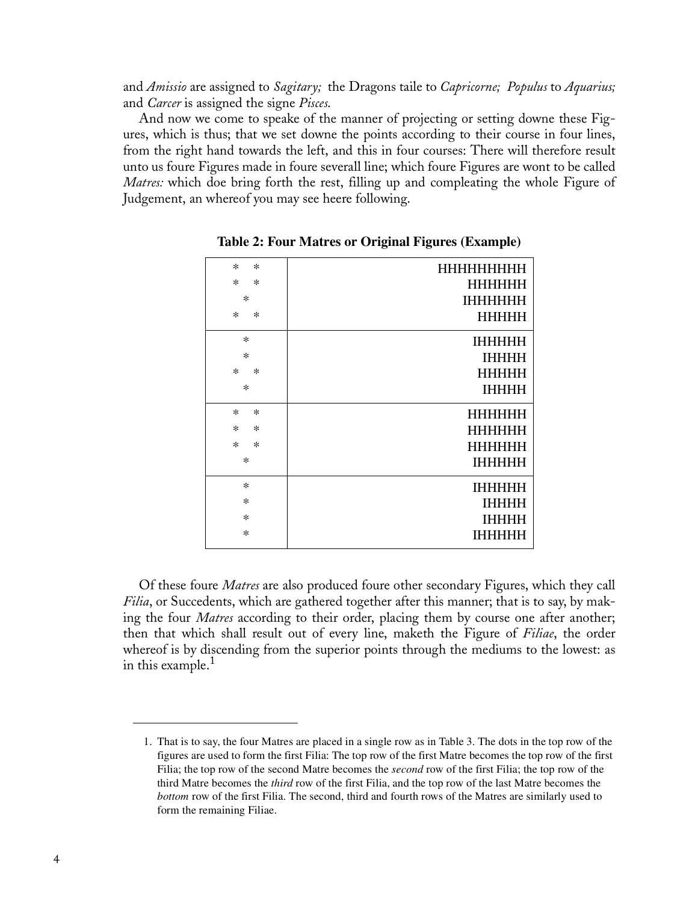and *Amissio* are assigned to *Sagitary;* the Dragons taile to *Capricorne; Populus* to *Aquarius;* and *Carcer* is assigned the signe *Pisces.*

And now we come to speake of the manner of projecting or setting downe these Figures, which is thus; that we set downe the points according to their course in four lines, from the right hand towards the left, and this in four courses: There will therefore result unto us foure Figures made in foure severall line; which foure Figures are wont to be called *Matres:* which doe bring forth the rest, filling up and compleating the whole Figure of Judgement, an whereof you may see heere following.

**Table 2: Four Matres or Original Figures (Example)**

| | |
|---|---|
| * *<br>* *<br>*<br>* * | HHHHHHHHH<br>HHHHHH<br>IHHHHHH<br>HHHHH |
| *<br>*<br>* *<br>* | IHHHHH<br>IHHHH<br>HHHHH<br>IHHHH |
| * *<br>* *<br>* *<br>* | HHHHHH<br>HHHHHH<br>HHHHHH<br>IHHHHH |
| *<br>*<br>*<br>* | IHHHHH<br>IHHHH<br>IHHHH<br>IHHHHH |

Of these foure *Matres* are also produced foure other secondary Figures, which they call *Filia*, or Succedents, which are gathered together after this manner; that is to say, by making the four *Matres* according to their order, placing them by course one after another; then that which shall result out of every line, maketh the Figure of *Filiae*, the order whereof is by discending from the superior points through the mediums to the lowest: as in this example.[1]

---

1. That is to say, the four Matres are placed in a single row as in Table 3. The dots in the top row of the figures are used to form the first Filia: The top row of the first Matre becomes the top row of the first Filia; the top row of the second Matre becomes the *second* row of the first Filia; the top row of the third Matre becomes the *third* row of the first Filia, and the top row of the last Matre becomes the *bottom* row of the first Filia. The second, third and fourth rows of the Matres are similarly used to form the remaining Filiae.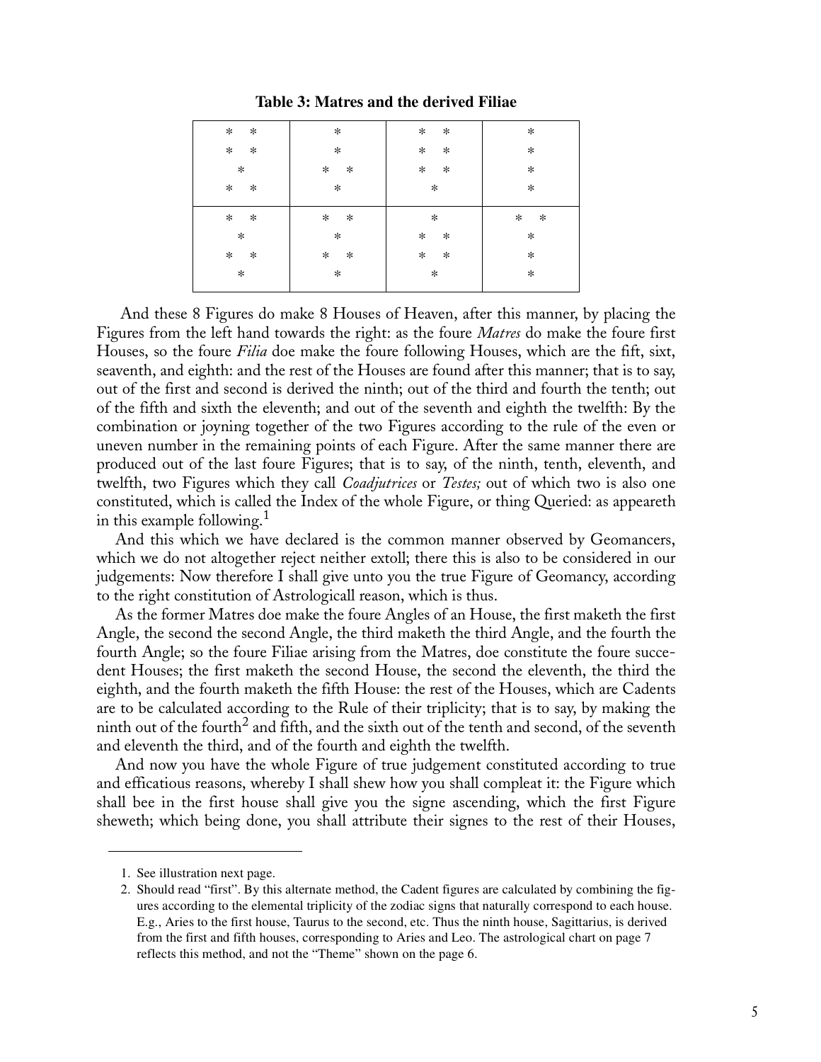**Table 3: Matres and the derived Filiae**

| | | | |
|---|---|---|---|
| * *<br>* *<br>*<br>* * | *<br>*<br>* *<br>* | * *<br>* *<br>* *<br>* | *<br>*<br>*<br>* |
| * *<br>*<br>* *<br>* | * *<br>*<br>* *<br>* | *<br>* *<br>* *<br>* | * *<br>*<br>*<br>* |

And these 8 Figures do make 8 Houses of Heaven, after this manner, by placing the Figures from the left hand towards the right: as the foure *Matres* do make the foure first Houses, so the foure *Filia* doe make the foure following Houses, which are the fift, sixt, seaventh, and eighth: and the rest of the Houses are found after this manner; that is to say, out of the first and second is derived the ninth; out of the third and fourth the tenth; out of the fifth and sixth the eleventh; and out of the seventh and eighth the twelfth: By the combination or joyning together of the two Figures according to the rule of the even or uneven number in the remaining points of each Figure. After the same manner there are produced out of the last foure Figures; that is to say, of the ninth, tenth, eleventh, and twelfth, two Figures which they call *Coadjutrices* or *Testes;* out of which two is also one constituted, which is called the Index of the whole Figure, or thing Queried: as appeareth in this example following.[1]

And this which we have declared is the common manner observed by Geomancers, which we do not altogether reject neither extoll; there this is also to be considered in our judgements: Now therefore I shall give unto you the true Figure of Geomancy, according to the right constitution of Astrologicall reason, which is thus.

As the former Matres doe make the foure Angles of an House, the first maketh the first Angle, the second the second Angle, the third maketh the third Angle, and the fourth the fourth Angle; so the foure Filiae arising from the Matres, doe constitute the foure succedent Houses; the first maketh the second House, the second the eleventh, the third the eighth, and the fourth maketh the fifth House: the rest of the Houses, which are Cadents are to be calculated according to the Rule of their triplicity; that is to say, by making the ninth out of the fourth[2] and fifth, and the sixth out of the tenth and second, of the seventh and eleventh the third, and of the fourth and eighth the twelfth.

And now you have the whole Figure of true judgement constituted according to true and efficatious reasons, whereby I shall shew how you shall compleat it: the Figure which shall bee in the first house shall give you the signe ascending, which the first Figure sheweth; which being done, you shall attribute their signes to the rest of their Houses,

---

1. See illustration next page.
2. Should read "first". By this alternate method, the Cadent figures are calculated by combining the figures according to the elemental triplicity of the zodiac signs that naturally correspond to each house. E.g., Aries to the first house, Taurus to the second, etc. Thus the ninth house, Sagittarius, is derived from the first and fifth houses, corresponding to Aries and Leo. The astrological chart on page 7 reflects this method, and not the "Theme" shown on the page 6.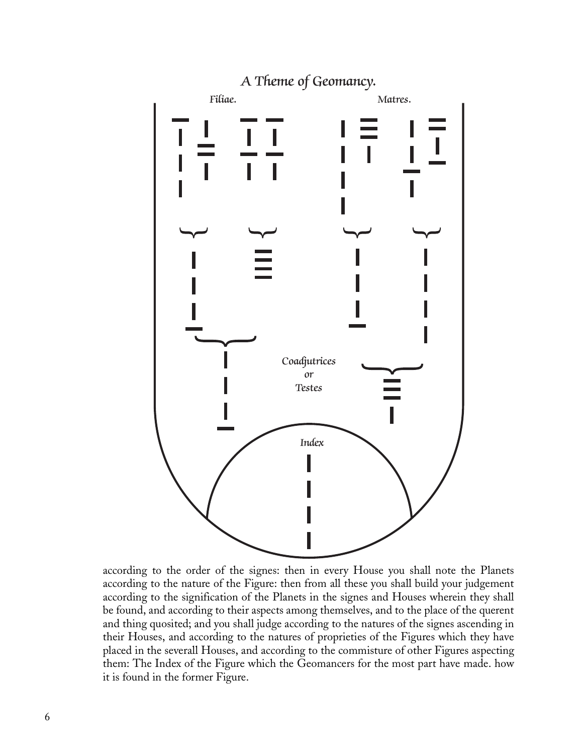*A Theme of Geomancy.*

*Filiae.* *Matres.*

*Coadjutrices or Testes*

*Index*

according to the order of the signes: then in every House you shall note the Planets according to the nature of the Figure: then from all these you shall build your judgement according to the signification of the Planets in the signes and Houses wherein they shall be found, and according to their aspects among themselves, and to the place of the querent and thing quosited; and you shall judge according to the natures of the signes ascending in their Houses, and according to the natures of proprieties of the Figures which they have placed in the severall Houses, and according to the commisture of other Figures aspecting them: The Index of the Figure which the Geomancers for the most part have made. how it is found in the former Figure.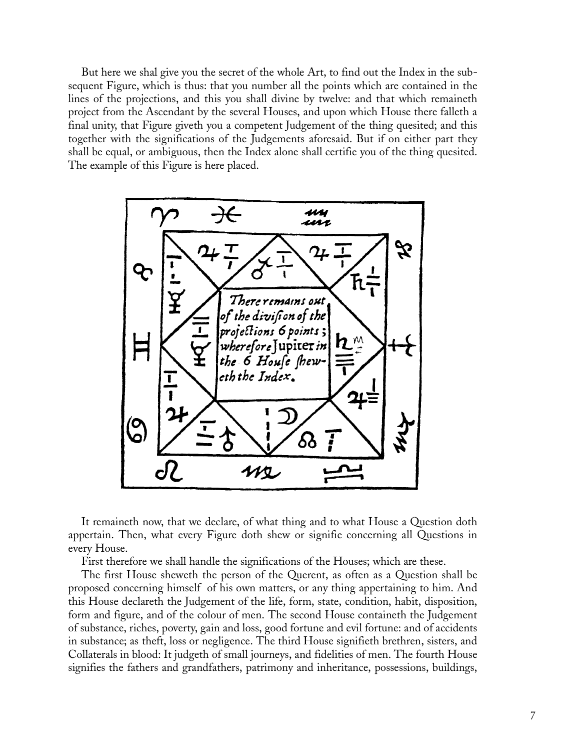But here we shal give you the secret of the whole Art, to find out the Index in the subsequent Figure, which is thus: that you number all the points which are contained in the lines of the projections, and this you shall divine by twelve: and that which remaineth project from the Ascendant by the several Houses, and upon which House there falleth a final unity, that Figure giveth you a competent Judgement of the thing quesited; and this together with the significations of the Judgements aforesaid. But if on either part they shall be equal, or ambiguous, then the Index alone shall certifie you of the thing quesited. The example of this Figure is here placed.

*There remains out of the division of the projections 6 points; wherefore* Jupiter *in the 6 House sheweth the Index.*

It remaineth now, that we declare, of what thing and to what House a Question doth appertain. Then, what every Figure doth shew or signifie concerning all Questions in every House.

First therefore we shall handle the significations of the Houses; which are these.

The first House sheweth the person of the Querent, as often as a Question shall be proposed concerning himself of his own matters, or any thing appertaining to him. And this House declareth the Judgement of the life, form, state, condition, habit, disposition, form and figure, and of the colour of men. The second House containeth the Judgement of substance, riches, poverty, gain and loss, good fortune and evil fortune: and of accidents in substance; as theft, loss or negligence. The third House signifieth brethren, sisters, and Collaterals in blood: It judgeth of small journeys, and fidelities of men. The fourth House signifies the fathers and grandfathers, patrimony and inheritance, possessions, buildings,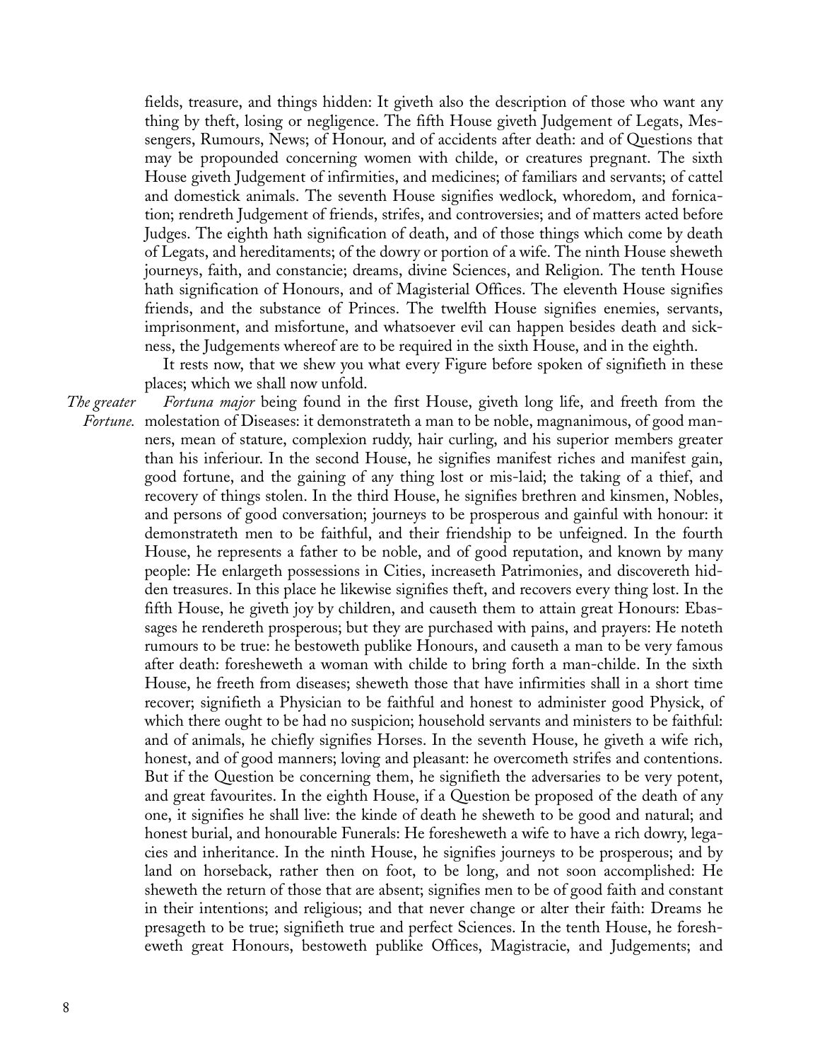fields, treasure, and things hidden: It giveth also the description of those who want any thing by theft, losing or negligence. The fifth House giveth Judgement of Legats, Messengers, Rumours, News; of Honour, and of accidents after death: and of Questions that may be propounded concerning women with childe, or creatures pregnant. The sixth House giveth Judgement of infirmities, and medicines; of familiars and servants; of cattel and domestick animals. The seventh House signifies wedlock, whoredom, and fornication; rendreth Judgement of friends, strifes, and controversies; and of matters acted before Judges. The eighth hath signification of death, and of those things which come by death of Legats, and hereditaments; of the dowry or portion of a wife. The ninth House sheweth journeys, faith, and constancie; dreams, divine Sciences, and Religion. The tenth House hath signification of Honours, and of Magisterial Offices. The eleventh House signifies friends, and the substance of Princes. The twelfth House signifies enemies, servants, imprisonment, and misfortune, and whatsoever evil can happen besides death and sickness, the Judgements whereof are to be required in the sixth House, and in the eighth.

It rests now, that we shew you what every Figure before spoken of signifieth in these places; which we shall now unfold.

*The greater Fortune.*

*Fortuna major* being found in the first House, giveth long life, and freeth from the molestation of Diseases: it demonstrateth a man to be noble, magnanimous, of good manners, mean of stature, complexion ruddy, hair curling, and his superior members greater than his inferiour. In the second House, he signifies manifest riches and manifest gain, good fortune, and the gaining of any thing lost or mis-laid; the taking of a thief, and recovery of things stolen. In the third House, he signifies brethren and kinsmen, Nobles, and persons of good conversation; journeys to be prosperous and gainful with honour: it demonstrateth men to be faithful, and their friendship to be unfeigned. In the fourth House, he represents a father to be noble, and of good reputation, and known by many people: He enlargeth possessions in Cities, increaseth Patrimonies, and discovereth hidden treasures. In this place he likewise signifies theft, and recovers every thing lost. In the fifth House, he giveth joy by children, and causeth them to attain great Honours: Ebassages he rendereth prosperous; but they are purchased with pains, and prayers: He noteth rumours to be true: he bestoweth publike Honours, and causeth a man to be very famous after death: foresheweth a woman with childe to bring forth a man-childe. In the sixth House, he freeth from diseases; sheweth those that have infirmities shall in a short time recover; signifieth a Physician to be faithful and honest to administer good Physick, of which there ought to be had no suspicion; household servants and ministers to be faithful: and of animals, he chiefly signifies Horses. In the seventh House, he giveth a wife rich, honest, and of good manners; loving and pleasant: he overcometh strifes and contentions. But if the Question be concerning them, he signifieth the adversaries to be very potent, and great favourites. In the eighth House, if a Question be proposed of the death of any one, it signifies he shall live: the kinde of death he sheweth to be good and natural; and honest burial, and honourable Funerals: He foresheweth a wife to have a rich dowry, legacies and inheritance. In the ninth House, he signifies journeys to be prosperous; and by land on horseback, rather then on foot, to be long, and not soon accomplished: He sheweth the return of those that are absent; signifies men to be of good faith and constant in their intentions; and religious; and that never change or alter their faith: Dreams he presageth to be true; signifieth true and perfect Sciences. In the tenth House, he foresheweth great Honours, bestoweth publike Offices, Magistracie, and Judgements; and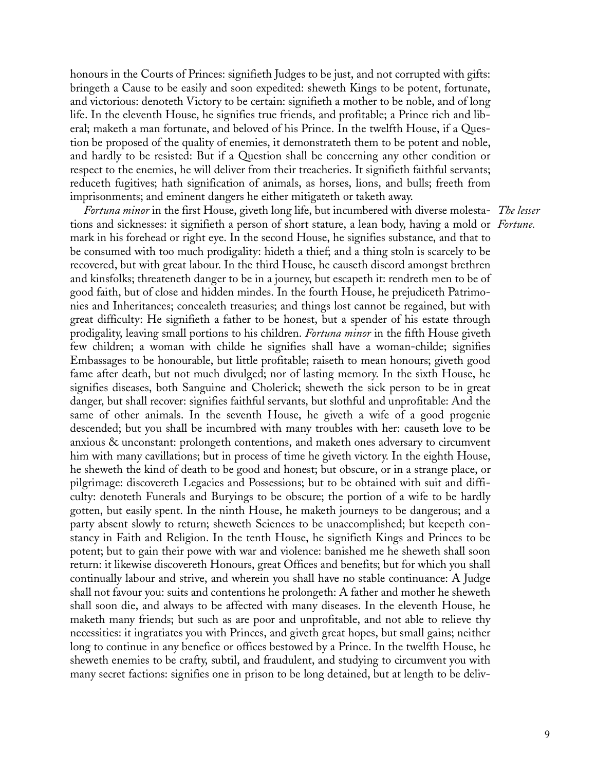honours in the Courts of Princes: signifieth Judges to be just, and not corrupted with gifts: bringeth a Cause to be easily and soon expedited: sheweth Kings to be potent, fortunate, and victorious: denoteth Victory to be certain: signifieth a mother to be noble, and of long life. In the eleventh House, he signifies true friends, and profitable; a Prince rich and liberal; maketh a man fortunate, and beloved of his Prince. In the twelfth House, if a Question be proposed of the quality of enemies, it demonstrateth them to be potent and noble, and hardly to be resisted: But if a Question shall be concerning any other condition or respect to the enemies, he will deliver from their treacheries. It signifieth faithful servants; reduceth fugitives; hath signification of animals, as horses, lions, and bulls; freeth from imprisonments; and eminent dangers he either mitigateth or taketh away.

*The lesser Fortune.*

*Fortuna minor* in the first House, giveth long life, but incumbered with diverse molestations and sicknesses: it signifieth a person of short stature, a lean body, having a mold or mark in his forehead or right eye. In the second House, he signifies substance, and that to be consumed with too much prodigality: hideth a thief; and a thing stoln is scarcely to be recovered, but with great labour. In the third House, he causeth discord amongst brethren and kinsfolks; threateneth danger to be in a journey, but escapeth it: rendreth men to be of good faith, but of close and hidden mindes. In the fourth House, he prejudiceth Patrimonies and Inheritances; concealeth treasuries; and things lost cannot be regained, but with great difficulty: He signifieth a father to be honest, but a spender of his estate through prodigality, leaving small portions to his children. *Fortuna minor* in the fifth House giveth few children; a woman with childe he signifies shall have a woman-childe; signifies Embassages to be honourable, but little profitable; raiseth to mean honours; giveth good fame after death, but not much divulged; nor of lasting memory. In the sixth House, he signifies diseases, both Sanguine and Cholerick; sheweth the sick person to be in great danger, but shall recover: signifies faithful servants, but slothful and unprofitable: And the same of other animals. In the seventh House, he giveth a wife of a good progenie descended; but you shall be incumbred with many troubles with her: causeth love to be anxious & unconstant: prolongeth contentions, and maketh ones adversary to circumvent him with many cavillations; but in process of time he giveth victory. In the eighth House, he sheweth the kind of death to be good and honest; but obscure, or in a strange place, or pilgrimage: discovereth Legacies and Possessions; but to be obtained with suit and difficulty: denoteth Funerals and Buryings to be obscure; the portion of a wife to be hardly gotten, but easily spent. In the ninth House, he maketh journeys to be dangerous; and a party absent slowly to return; sheweth Sciences to be unaccomplished; but keepeth constancy in Faith and Religion. In the tenth House, he signifieth Kings and Princes to be potent; but to gain their powe with war and violence: banished me he sheweth shall soon return: it likewise discovereth Honours, great Offices and benefits; but for which you shall continually labour and strive, and wherein you shall have no stable continuance: A Judge shall not favour you: suits and contentions he prolongeth: A father and mother he sheweth shall soon die, and always to be affected with many diseases. In the eleventh House, he maketh many friends; but such as are poor and unprofitable, and not able to relieve thy necessities: it ingratiates you with Princes, and giveth great hopes, but small gains; neither long to continue in any benefice or offices bestowed by a Prince. In the twelfth House, he sheweth enemies to be crafty, subtil, and fraudulent, and studying to circumvent you with many secret factions: signifies one in prison to be long detained, but at length to be deliv-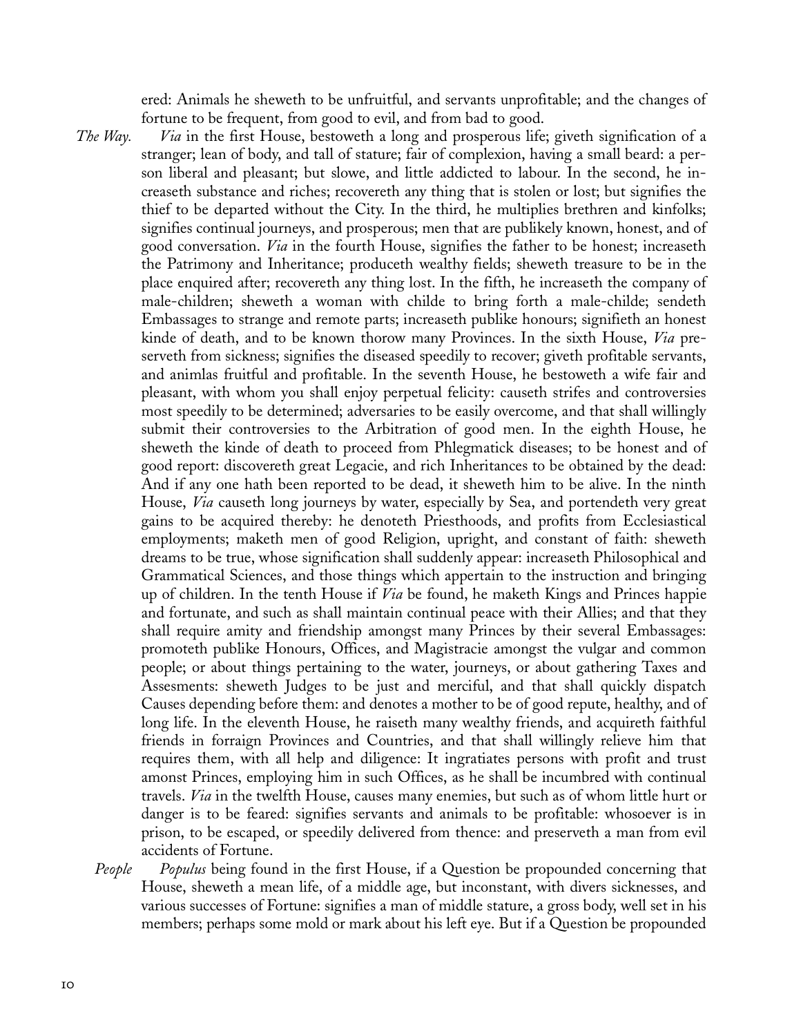ered: Animals he sheweth to be unfruitful, and servants unprofitable; and the changes of fortune to be frequent, from good to evil, and from bad to good.

*The Way.* *Via* in the first House, bestoweth a long and prosperous life; giveth signification of a stranger; lean of body, and tall of stature; fair of complexion, having a small beard: a person liberal and pleasant; but slowe, and little addicted to labour. In the second, he increaseth substance and riches; recovereth any thing that is stolen or lost; but signifies the thief to be departed without the City. In the third, he multiplies brethren and kinfolks; signifies continual journeys, and prosperous; men that are publikely known, honest, and of good conversation. *Via* in the fourth House, signifies the father to be honest; increaseth the Patrimony and Inheritance; produceth wealthy fields; sheweth treasure to be in the place enquired after; recovereth any thing lost. In the fifth, he increaseth the company of male-children; sheweth a woman with childe to bring forth a male-childe; sendeth Embassages to strange and remote parts; increaseth publike honours; signifieth an honest kinde of death, and to be known thorow many Provinces. In the sixth House, *Via* preserveth from sickness; signifies the diseased speedily to recover; giveth profitable servants, and animlas fruitful and profitable. In the seventh House, he bestoweth a wife fair and pleasant, with whom you shall enjoy perpetual felicity: causeth strifes and controversies most speedily to be determined; adversaries to be easily overcome, and that shall willingly submit their controversies to the Arbitration of good men. In the eighth House, he sheweth the kinde of death to proceed from Phlegmatick diseases; to be honest and of good report: discovereth great Legacie, and rich Inheritances to be obtained by the dead: And if any one hath been reported to be dead, it sheweth him to be alive. In the ninth House, *Via* causeth long journeys by water, especially by Sea, and portendeth very great gains to be acquired thereby: he denoteth Priesthoods, and profits from Ecclesiastical employments; maketh men of good Religion, upright, and constant of faith: sheweth dreams to be true, whose signification shall suddenly appear: increaseth Philosophical and Grammatical Sciences, and those things which appertain to the instruction and bringing up of children. In the tenth House if *Via* be found, he maketh Kings and Princes happie and fortunate, and such as shall maintain continual peace with their Allies; and that they shall require amity and friendship amongst many Princes by their several Embassages: promoteth publike Honours, Offices, and Magistracie amongst the vulgar and common people; or about things pertaining to the water, journeys, or about gathering Taxes and Assesments: sheweth Judges to be just and merciful, and that shall quickly dispatch Causes depending before them: and denotes a mother to be of good repute, healthy, and of long life. In the eleventh House, he raiseth many wealthy friends, and acquireth faithful friends in forraign Provinces and Countries, and that shall willingly relieve him that requires them, with all help and diligence: It ingratiates persons with profit and trust amonst Princes, employing him in such Offices, as he shall be incumbred with continual travels. *Via* in the twelfth House, causes many enemies, but such as of whom little hurt or danger is to be feared: signifies servants and animals to be profitable: whosoever is in prison, to be escaped, or speedily delivered from thence: and preserveth a man from evil accidents of Fortune.

*People* *Populus* being found in the first House, if a Question be propounded concerning that House, sheweth a mean life, of a middle age, but inconstant, with divers sicknesses, and various successes of Fortune: signifies a man of middle stature, a gross body, well set in his members; perhaps some mold or mark about his left eye. But if a Question be propounded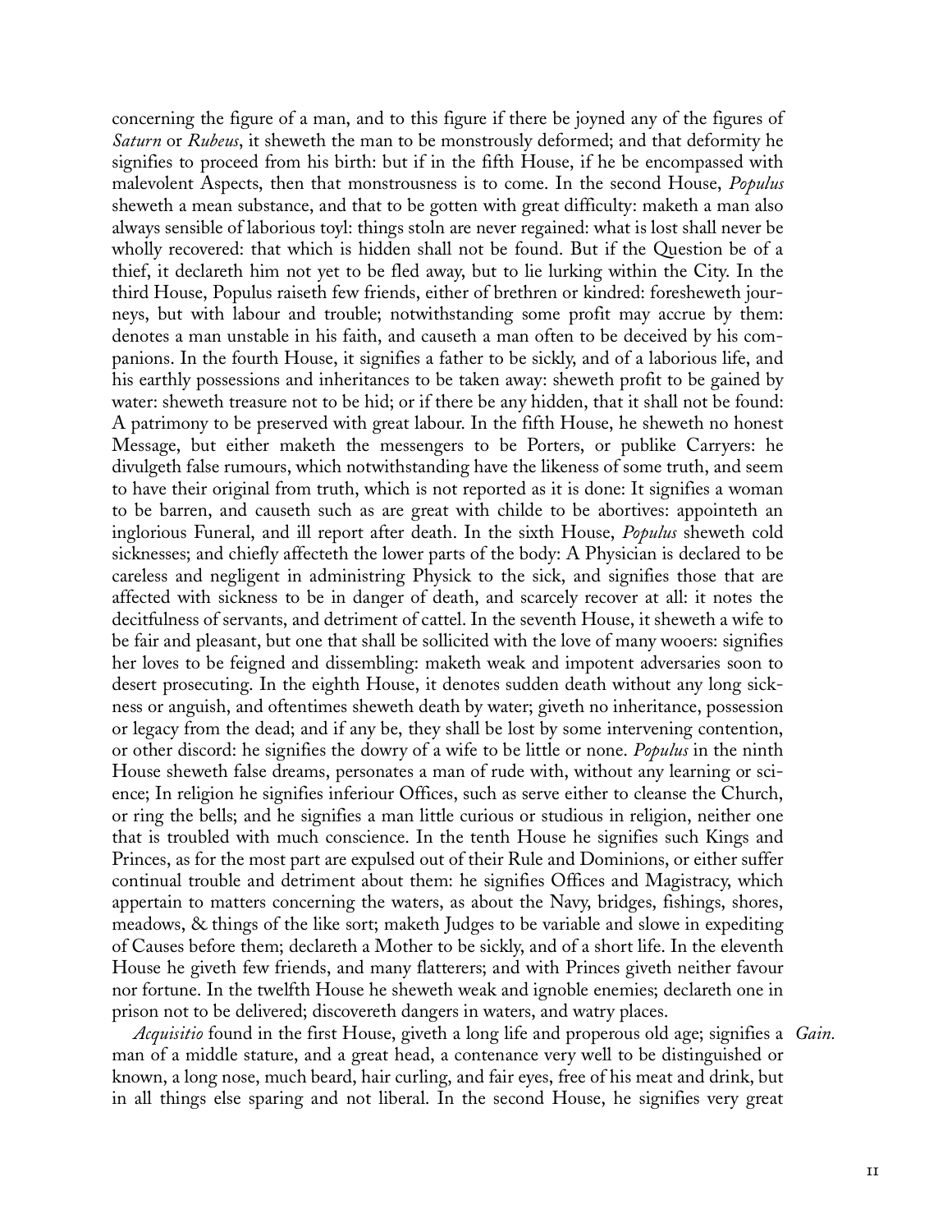concerning the figure of a man, and to this figure if there be joyned any of the figures of *Saturn* or *Rubeus*, it sheweth the man to be monstrously deformed; and that deformity he signifies to proceed from his birth: but if in the fifth House, if he be encompassed with malevolent Aspects, then that monstrousness is to come. In the second House, *Populus* sheweth a mean substance, and that to be gotten with great difficulty: maketh a man also always sensible of laborious toyl: things stoln are never regained: what is lost shall never be wholly recovered: that which is hidden shall not be found. But if the Question be of a thief, it declareth him not yet to be fled away, but to lie lurking within the City. In the third House, Populus raiseth few friends, either of brethren or kindred: foresheweth journeys, but with labour and trouble; notwithstanding some profit may accrue by them: denotes a man unstable in his faith, and causeth a man often to be deceived by his companions. In the fourth House, it signifies a father to be sickly, and of a laborious life, and his earthly possessions and inheritances to be taken away: sheweth profit to be gained by water: sheweth treasure not to be hid; or if there be any hidden, that it shall not be found: A patrimony to be preserved with great labour. In the fifth House, he sheweth no honest Message, but either maketh the messengers to be Porters, or publike Carryers: he divulgeth false rumours, which notwithstanding have the likeness of some truth, and seem to have their original from truth, which is not reported as it is done: It signifies a woman to be barren, and causeth such as are great with childe to be abortives: appointeth an inglorious Funeral, and ill report after death. In the sixth House, *Populus* sheweth cold sicknesses; and chiefly affecteth the lower parts of the body: A Physician is declared to be careless and negligent in administring Physick to the sick, and signifies those that are affected with sickness to be in danger of death, and scarcely recover at all: it notes the decitfulness of servants, and detriment of cattel. In the seventh House, it sheweth a wife to be fair and pleasant, but one that shall be sollicited with the love of many wooers: signifies her loves to be feigned and dissembling: maketh weak and impotent adversaries soon to desert prosecuting. In the eighth House, it denotes sudden death without any long sickness or anguish, and oftentimes sheweth death by water; giveth no inheritance, possession or legacy from the dead; and if any be, they shall be lost by some intervening contention, or other discord: he signifies the dowry of a wife to be little or none. *Populus* in the ninth House sheweth false dreams, personates a man of rude with, without any learning or science; In religion he signifies inferiour Offices, such as serve either to cleanse the Church, or ring the bells; and he signifies a man little curious or studious in religion, neither one that is troubled with much conscience. In the tenth House he signifies such Kings and Princes, as for the most part are expulsed out of their Rule and Dominions, or either suffer continual trouble and detriment about them: he signifies Offices and Magistracy, which appertain to matters concerning the waters, as about the Navy, bridges, fishings, shores, meadows, & things of the like sort; maketh Judges to be variable and slowe in expediting of Causes before them; declareth a Mother to be sickly, and of a short life. In the eleventh House he giveth few friends, and many flatterers; and with Princes giveth neither favour nor fortune. In the twelfth House he sheweth weak and ignoble enemies; declareth one in prison not to be delivered; discovereth dangers in waters, and watry places.

*Gain.*

*Acquisitio* found in the first House, giveth a long life and properous old age; signifies a man of a middle stature, and a great head, a contenance very well to be distinguished or known, a long nose, much beard, hair curling, and fair eyes, free of his meat and drink, but in all things else sparing and not liberal. In the second House, he signifies very great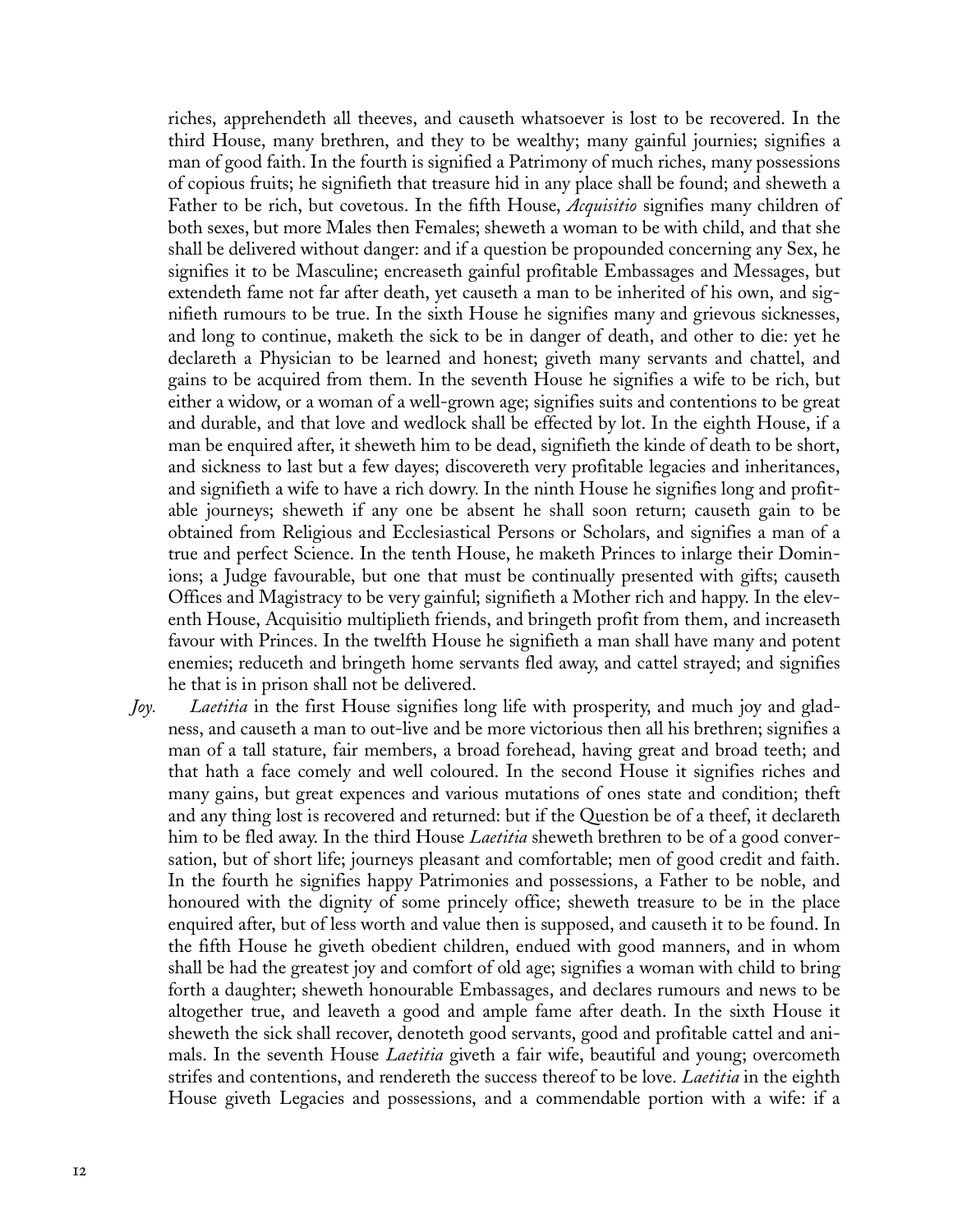riches, apprehendeth all theeves, and causeth whatsoever is lost to be recovered. In the third House, many brethren, and they to be wealthy; many gainful journies; signifies a man of good faith. In the fourth is signified a Patrimony of much riches, many possessions of copious fruits; he signifieth that treasure hid in any place shall be found; and sheweth a Father to be rich, but covetous. In the fifth House, *Acquisitio* signifies many children of both sexes, but more Males then Females; sheweth a woman to be with child, and that she shall be delivered without danger: and if a question be propounded concerning any Sex, he signifies it to be Masculine; encreaseth gainful profitable Embassages and Messages, but extendeth fame not far after death, yet causeth a man to be inherited of his own, and signifieth rumours to be true. In the sixth House he signifies many and grievous sicknesses, and long to continue, maketh the sick to be in danger of death, and other to die: yet he declareth a Physician to be learned and honest; giveth many servants and chattel, and gains to be acquired from them. In the seventh House he signifies a wife to be rich, but either a widow, or a woman of a well-grown age; signifies suits and contentions to be great and durable, and that love and wedlock shall be effected by lot. In the eighth House, if a man be enquired after, it sheweth him to be dead, signifieth the kinde of death to be short, and sickness to last but a few dayes; discovereth very profitable legacies and inheritances, and signifieth a wife to have a rich dowry. In the ninth House he signifies long and profitable journeys; sheweth if any one be absent he shall soon return; causeth gain to be obtained from Religious and Ecclesiastical Persons or Scholars, and signifies a man of a true and perfect Science. In the tenth House, he maketh Princes to inlarge their Dominions; a Judge favourable, but one that must be continually presented with gifts; causeth Offices and Magistracy to be very gainful; signifieth a Mother rich and happy. In the eleventh House, Acquisitio multiplieth friends, and bringeth profit from them, and increaseth favour with Princes. In the twelfth House he signifieth a man shall have many and potent enemies; reduceth and bringeth home servants fled away, and cattel strayed; and signifies he that is in prison shall not be delivered.

*Joy.* *Laetitia* in the first House signifies long life with prosperity, and much joy and gladness, and causeth a man to out-live and be more victorious then all his brethren; signifies a man of a tall stature, fair members, a broad forehead, having great and broad teeth; and that hath a face comely and well coloured. In the second House it signifies riches and many gains, but great expences and various mutations of ones state and condition; theft and any thing lost is recovered and returned: but if the Question be of a theef, it declareth him to be fled away. In the third House *Laetitia* sheweth brethren to be of a good conversation, but of short life; journeys pleasant and comfortable; men of good credit and faith. In the fourth he signifies happy Patrimonies and possessions, a Father to be noble, and honoured with the dignity of some princely office; sheweth treasure to be in the place enquired after, but of less worth and value then is supposed, and causeth it to be found. In the fifth House he giveth obedient children, endued with good manners, and in whom shall be had the greatest joy and comfort of old age; signifies a woman with child to bring forth a daughter; sheweth honourable Embassages, and declares rumours and news to be altogether true, and leaveth a good and ample fame after death. In the sixth House it sheweth the sick shall recover, denoteth good servants, good and profitable cattel and animals. In the seventh House *Laetitia* giveth a fair wife, beautiful and young; overcometh strifes and contentions, and rendereth the success thereof to be love. *Laetitia* in the eighth House giveth Legacies and possessions, and a commendable portion with a wife: if a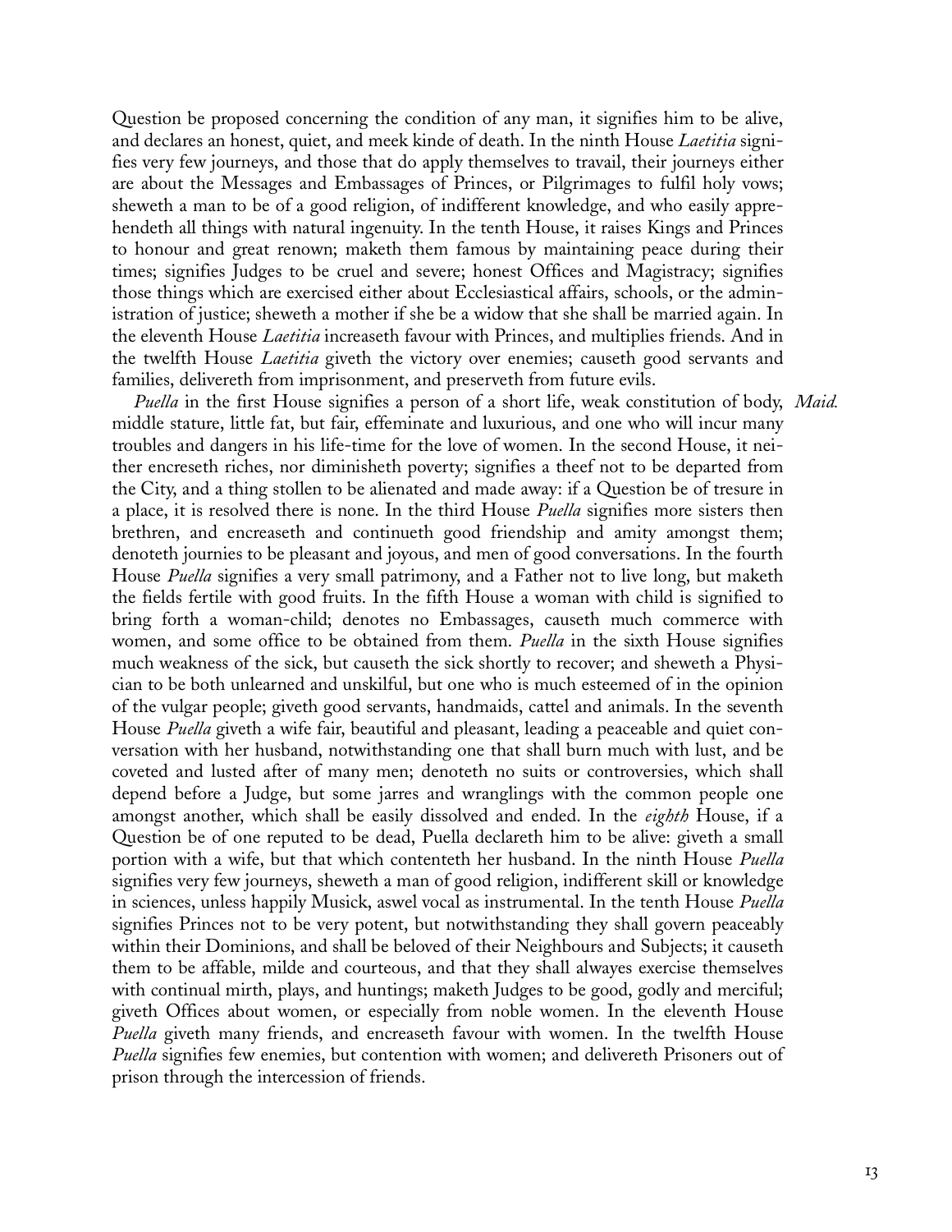Question be proposed concerning the condition of any man, it signifies him to be alive, and declares an honest, quiet, and meek kinde of death. In the ninth House *Laetitia* signifies very few journeys, and those that do apply themselves to travail, their journeys either are about the Messages and Embassages of Princes, or Pilgrimages to fulfil holy vows; sheweth a man to be of a good religion, of indifferent knowledge, and who easily apprehendeth all things with natural ingenuity. In the tenth House, it raises Kings and Princes to honour and great renown; maketh them famous by maintaining peace during their times; signifies Judges to be cruel and severe; honest Offices and Magistracy; signifies those things which are exercised either about Ecclesiastical affairs, schools, or the administration of justice; sheweth a mother if she be a widow that she shall be married again. In the eleventh House *Laetitia* increaseth favour with Princes, and multiplies friends. And in the twelfth House *Laetitia* giveth the victory over enemies; causeth good servants and families, delivereth from imprisonment, and preserveth from future evils.

*Maid.*

*Puella* in the first House signifies a person of a short life, weak constitution of body, middle stature, little fat, but fair, effeminate and luxurious, and one who will incur many troubles and dangers in his life-time for the love of women. In the second House, it neither encreseth riches, nor diminisheth poverty; signifies a theef not to be departed from the City, and a thing stollen to be alienated and made away: if a Question be of tresure in a place, it is resolved there is none. In the third House *Puella* signifies more sisters then brethren, and encreaseth and continueth good friendship and amity amongst them; denoteth journies to be pleasant and joyous, and men of good conversations. In the fourth House *Puella* signifies a very small patrimony, and a Father not to live long, but maketh the fields fertile with good fruits. In the fifth House a woman with child is signified to bring forth a woman-child; denotes no Embassages, causeth much commerce with women, and some office to be obtained from them. *Puella* in the sixth House signifies much weakness of the sick, but causeth the sick shortly to recover; and sheweth a Physician to be both unlearned and unskilful, but one who is much esteemed of in the opinion of the vulgar people; giveth good servants, handmaids, cattel and animals. In the seventh House *Puella* giveth a wife fair, beautiful and pleasant, leading a peaceable and quiet conversation with her husband, notwithstanding one that shall burn much with lust, and be coveted and lusted after of many men; denoteth no suits or controversies, which shall depend before a Judge, but some jarres and wranglings with the common people one amongst another, which shall be easily dissolved and ended. In the *eighth* House, if a Question be of one reputed to be dead, Puella declareth him to be alive: giveth a small portion with a wife, but that which contenteth her husband. In the ninth House *Puella* signifies very few journeys, sheweth a man of good religion, indifferent skill or knowledge in sciences, unless happily Musick, aswel vocal as instrumental. In the tenth House *Puella* signifies Princes not to be very potent, but notwithstanding they shall govern peaceably within their Dominions, and shall be beloved of their Neighbours and Subjects; it causeth them to be affable, milde and courteous, and that they shall alwayes exercise themselves with continual mirth, plays, and huntings; maketh Judges to be good, godly and merciful; giveth Offices about women, or especially from noble women. In the eleventh House *Puella* giveth many friends, and encreaseth favour with women. In the twelfth House *Puella* signifies few enemies, but contention with women; and delivereth Prisoners out of prison through the intercession of friends.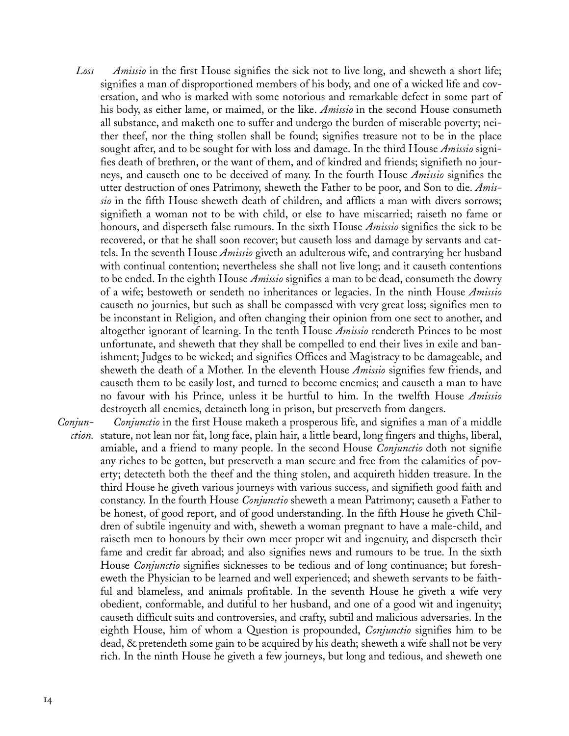*Loss* *Amissio* in the first House signifies the sick not to live long, and sheweth a short life; signifies a man of disproportioned members of his body, and one of a wicked life and coversation, and who is marked with some notorious and remarkable defect in some part of his body, as either lame, or maimed, or the like. *Amissio* in the second House consumeth all substance, and maketh one to suffer and undergo the burden of miserable poverty; neither theef, nor the thing stollen shall be found; signifies treasure not to be in the place sought after, and to be sought for with loss and damage. In the third House *Amissio* signifies death of brethren, or the want of them, and of kindred and friends; signifieth no journeys, and causeth one to be deceived of many. In the fourth House *Amissio* signifies the utter destruction of ones Patrimony, sheweth the Father to be poor, and Son to die. *Amissio* in the fifth House sheweth death of children, and afflicts a man with divers sorrows; signifieth a woman not to be with child, or else to have miscarried; raiseth no fame or honours, and disperseth false rumours. In the sixth House *Amissio* signifies the sick to be recovered, or that he shall soon recover; but causeth loss and damage by servants and cattels. In the seventh House *Amissio* giveth an adulterous wife, and contrarying her husband with continual contention; nevertheless she shall not live long; and it causeth contentions to be ended. In the eighth House *Amissio* signifies a man to be dead, consumeth the dowry of a wife; bestoweth or sendeth no inheritances or legacies. In the ninth House *Amissio* causeth no journies, but such as shall be compassed with very great loss; signifies men to be inconstant in Religion, and often changing their opinion from one sect to another, and altogether ignorant of learning. In the tenth House *Amissio* rendereth Princes to be most unfortunate, and sheweth that they shall be compelled to end their lives in exile and banishment; Judges to be wicked; and signifies Offices and Magistracy to be damageable, and sheweth the death of a Mother. In the eleventh House *Amissio* signifies few friends, and causeth them to be easily lost, and turned to become enemies; and causeth a man to have no favour with his Prince, unless it be hurtful to him. In the twelfth House *Amissio* destroyeth all enemies, detaineth long in prison, but preserveth from dangers.

*Conjunction.* *Conjunctio* in the first House maketh a prosperous life, and signifies a man of a middle stature, not lean nor fat, long face, plain hair, a little beard, long fingers and thighs, liberal, amiable, and a friend to many people. In the second House *Conjunctio* doth not signifie any riches to be gotten, but preserveth a man secure and free from the calamities of poverty; detecteth both the theef and the thing stolen, and acquireth hidden treasure. In the third House he giveth various journeys with various success, and signifieth good faith and constancy. In the fourth House *Conjunctio* sheweth a mean Patrimony; causeth a Father to be honest, of good report, and of good understanding. In the fifth House he giveth Children of subtile ingenuity and with, sheweth a woman pregnant to have a male-child, and raiseth men to honours by their own meer proper wit and ingenuity, and disperseth their fame and credit far abroad; and also signifies news and rumours to be true. In the sixth House *Conjunctio* signifies sicknesses to be tedious and of long continuance; but foresheweth the Physician to be learned and well experienced; and sheweth servants to be faithful and blameless, and animals profitable. In the seventh House he giveth a wife very obedient, conformable, and dutiful to her husband, and one of a good wit and ingenuity; causeth difficult suits and controversies, and crafty, subtil and malicious adversaries. In the eighth House, him of whom a Question is propounded, *Conjunctio* signifies him to be dead, & pretendeth some gain to be acquired by his death; sheweth a wife shall not be very rich. In the ninth House he giveth a few journeys, but long and tedious, and sheweth one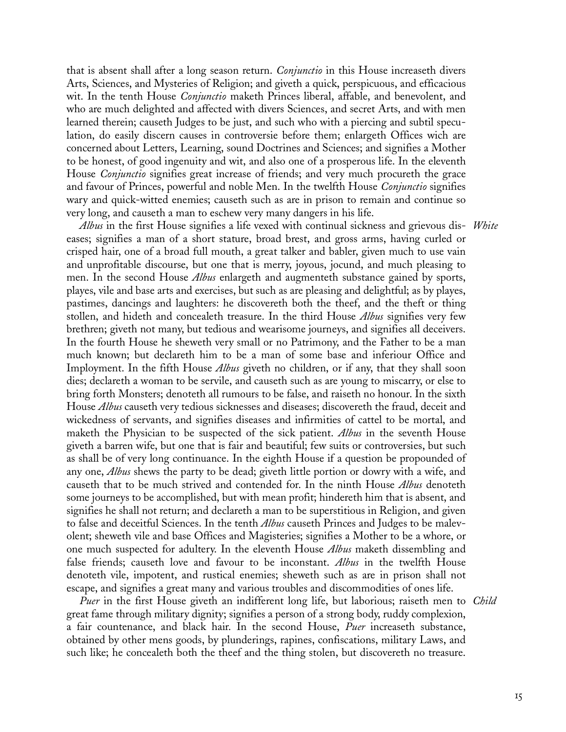that is absent shall after a long season return. *Conjunctio* in this House increaseth divers Arts, Sciences, and Mysteries of Religion; and giveth a quick, perspicuous, and efficacious wit. In the tenth House *Conjunctio* maketh Princes liberal, affable, and benevolent, and who are much delighted and affected with divers Sciences, and secret Arts, and with men learned therein; causeth Judges to be just, and such who with a piercing and subtil speculation, do easily discern causes in controversie before them; enlargeth Offices wich are concerned about Letters, Learning, sound Doctrines and Sciences; and signifies a Mother to be honest, of good ingenuity and wit, and also one of a prosperous life. In the eleventh House *Conjunctio* signifies great increase of friends; and very much procureth the grace and favour of Princes, powerful and noble Men. In the twelfth House *Conjunctio* signifies wary and quick-witted enemies; causeth such as are in prison to remain and continue so very long, and causeth a man to eschew very many dangers in his life.

*White*

*Albus* in the first House signifies a life vexed with continual sickness and grievous diseases; signifies a man of a short stature, broad brest, and gross arms, having curled or crisped hair, one of a broad full mouth, a great talker and babler, given much to use vain and unprofitable discourse, but one that is merry, joyous, jocund, and much pleasing to men. In the second House *Albus* enlargeth and augmenteth substance gained by sports, playes, vile and base arts and exercises, but such as are pleasing and delightful; as by playes, pastimes, dancings and laughters: he discovereth both the thief, and the theft or thing stollen, and hideth and concealeth treasure. In the third House *Albus* signifies very few brethren; giveth not many, but tedious and wearisome journeys, and signifies all deceivers. In the fourth House he sheweth very small or no Patrimony, and the Father to be a man much known; but declareth him to be a man of some base and inferiour Office and Imployment. In the fifth House *Albus* giveth no children, or if any, that they shall soon dies; declareth a woman to be servile, and causeth such as are young to miscarry, or else to bring forth Monsters; denoteth all rumours to be false, and raiseth no honour. In the sixth House *Albus* causeth very tedious sicknesses and diseases; discovereth the fraud, deceit and wickedness of servants, and signifies diseases and infirmities of cattel to be mortal, and maketh the Physician to be suspected of the sick patient. *Albus* in the seventh House giveth a barren wife, but one that is fair and beautiful; few suits or controversies, but such as shall be of very long continuance. In the eighth House if a question be propounded of any one, *Albus* shews the party to be dead; giveth little portion or dowry with a wife, and causeth that to be much strived and contended for. In the ninth House *Albus* denoteth some journeys to be accomplished, but with mean profit; hindereth him that is absent, and signifies he shall not return; and declareth a man to be superstitious in Religion, and given to false and deceitful Sciences. In the tenth *Albus* causeth Princes and Judges to be malevolent; sheweth vile and base Offices and Magisteries; signifies a Mother to be a whore, or one much suspected for adultery. In the eleventh House *Albus* maketh dissembling and false friends; causeth love and favour to be inconstant. *Albus* in the twelfth House denoteth vile, impotent, and rustical enemies; sheweth such as are in prison shall not escape, and signifies a great many and various troubles and discommodities of ones life.

*Child*

*Puer* in the first House giveth an indifferent long life, but laborious; raiseth men to great fame through military dignity; signifies a person of a strong body, ruddy complexion, a fair countenance, and black hair. In the second House, *Puer* increaseth substance, obtained by other mens goods, by plunderings, rapines, confiscations, military Laws, and such like; he concealeth both the theef and the thing stolen, but discovereth no treasure.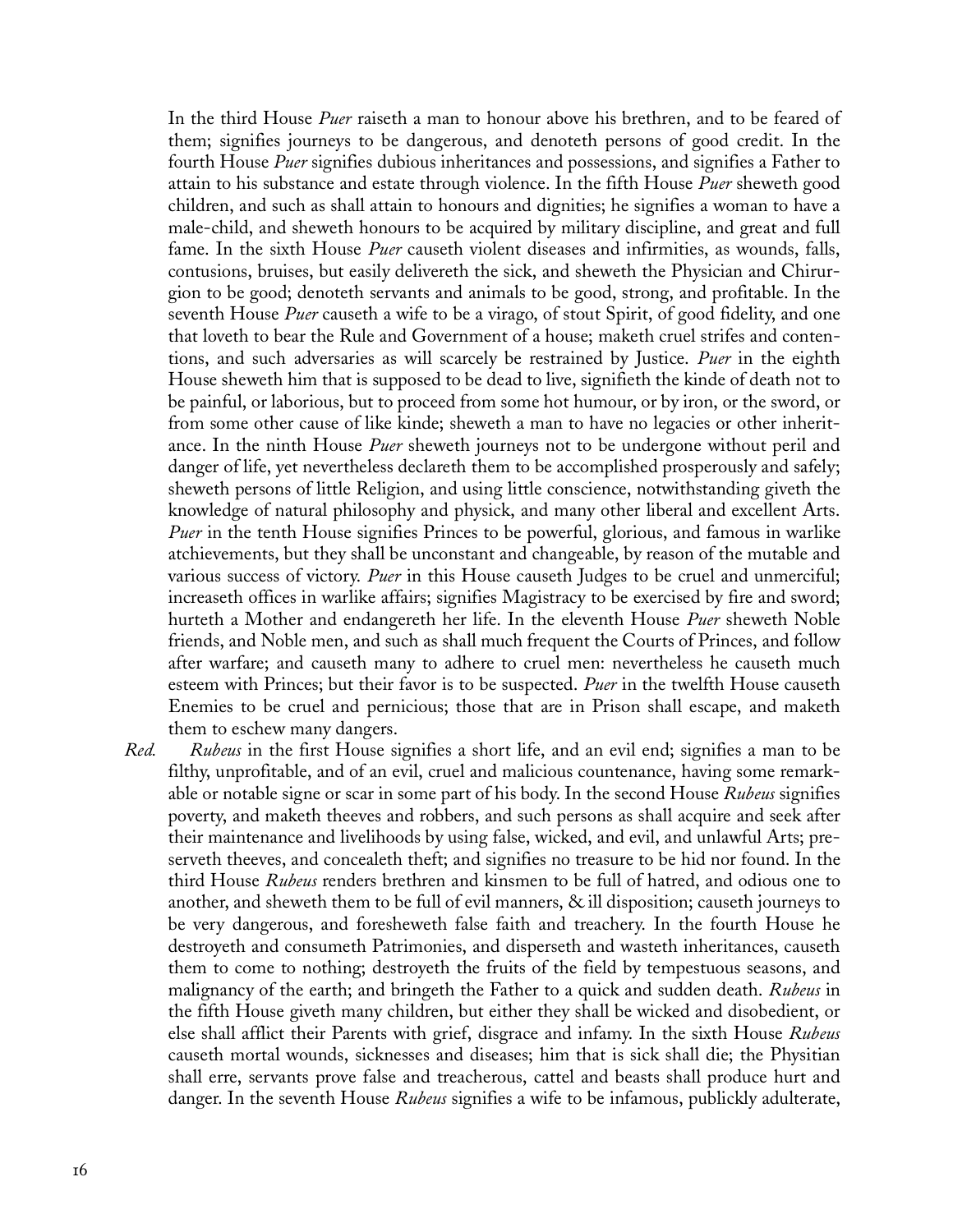In the third House *Puer* raiseth a man to honour above his brethren, and to be feared of them; signifies journeys to be dangerous, and denoteth persons of good credit. In the fourth House *Puer* signifies dubious inheritances and possessions, and signifies a Father to attain to his substance and estate through violence. In the fifth House *Puer* sheweth good children, and such as shall attain to honours and dignities; he signifies a woman to have a male-child, and sheweth honours to be acquired by military discipline, and great and full fame. In the sixth House *Puer* causeth violent diseases and infirmities, as wounds, falls, contusions, bruises, but easily delivereth the sick, and sheweth the Physician and Chirurgion to be good; denoteth servants and animals to be good, strong, and profitable. In the seventh House *Puer* causeth a wife to be a virago, of stout Spirit, of good fidelity, and one that loveth to bear the Rule and Government of a house; maketh cruel strifes and contentions, and such adversaries as will scarcely be restrained by Justice. *Puer* in the eighth House sheweth him that is supposed to be dead to live, signifieth the kinde of death not to be painful, or laborious, but to proceed from some hot humour, or by iron, or the sword, or from some other cause of like kinde; sheweth a man to have no legacies or other inheritance. In the ninth House *Puer* sheweth journeys not to be undergone without peril and danger of life, yet nevertheless declareth them to be accomplished prosperously and safely; sheweth persons of little Religion, and using little conscience, notwithstanding giveth the knowledge of natural philosophy and physick, and many other liberal and excellent Arts. *Puer* in the tenth House signifies Princes to be powerful, glorious, and famous in warlike atchievements, but they shall be unconstant and changeable, by reason of the mutable and various success of victory. *Puer* in this House causeth Judges to be cruel and unmerciful; increaseth offices in warlike affairs; signifies Magistracy to be exercised by fire and sword; hurteth a Mother and endangereth her life. In the eleventh House *Puer* sheweth Noble friends, and Noble men, and such as shall much frequent the Courts of Princes, and follow after warfare; and causeth many to adhere to cruel men: nevertheless he causeth much esteem with Princes; but their favor is to be suspected. *Puer* in the twelfth House causeth Enemies to be cruel and pernicious; those that are in Prison shall escape, and maketh them to eschew many dangers.

*Red.* *Rubeus* in the first House signifies a short life, and an evil end; signifies a man to be filthy, unprofitable, and of an evil, cruel and malicious countenance, having some remarkable or notable signe or scar in some part of his body. In the second House *Rubeus* signifies poverty, and maketh theeves and robbers, and such persons as shall acquire and seek after their maintenance and livelihoods by using false, wicked, and evil, and unlawful Arts; preserveth theeves, and concealeth theft; and signifies no treasure to be hid nor found. In the third House *Rubeus* renders brethren and kinsmen to be full of hatred, and odious one to another, and sheweth them to be full of evil manners, & ill disposition; causeth journeys to be very dangerous, and foresheweth false faith and treachery. In the fourth House he destroyeth and consumeth Patrimonies, and disperseth and wasteth inheritances, causeth them to come to nothing; destroyeth the fruits of the field by tempestuous seasons, and malignancy of the earth; and bringeth the Father to a quick and sudden death. *Rubeus* in the fifth House giveth many children, but either they shall be wicked and disobedient, or else shall afflict their Parents with grief, disgrace and infamy. In the sixth House *Rubeus* causeth mortal wounds, sicknesses and diseases; him that is sick shall die; the Physitian shall erre, servants prove false and treacherous, cattel and beasts shall produce hurt and danger. In the seventh House *Rubeus* signifies a wife to be infamous, publickly adulterate,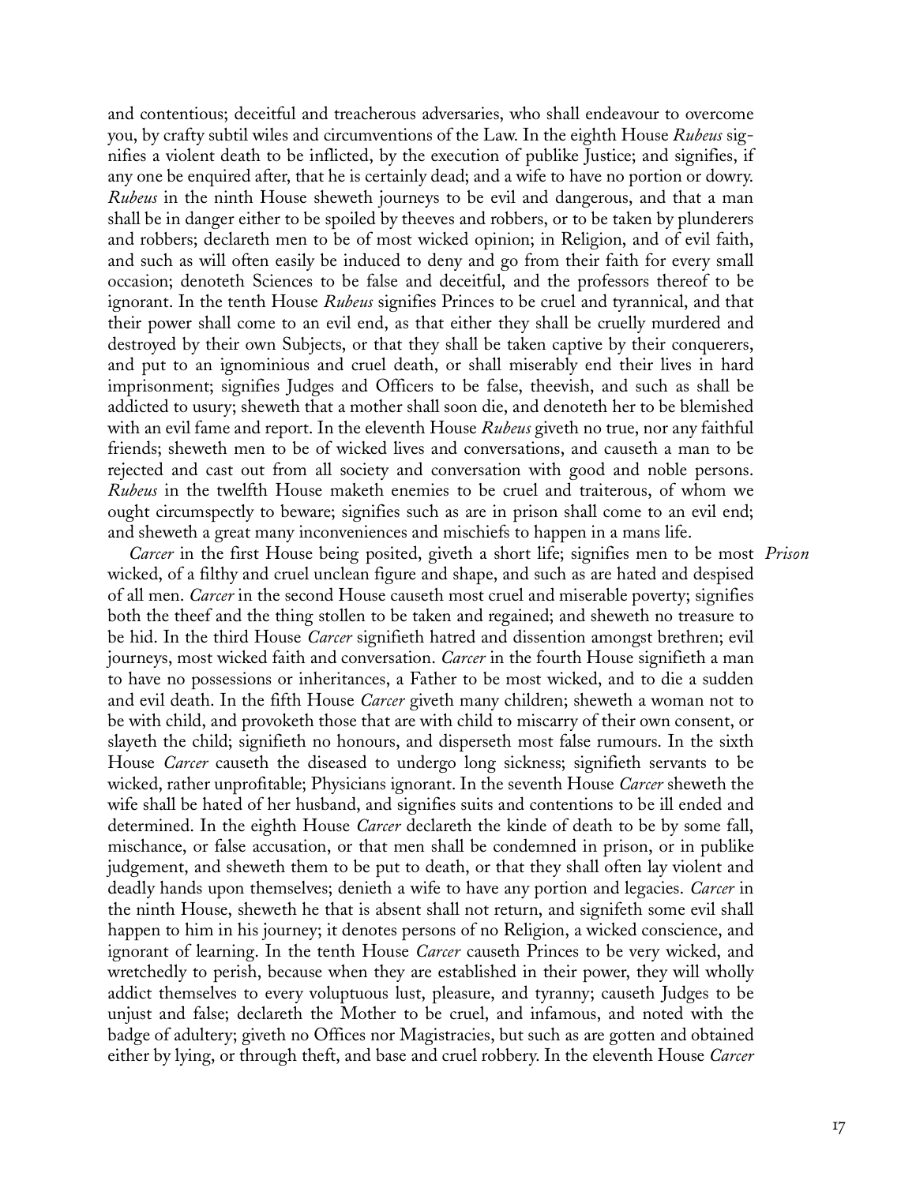and contentious; deceitful and treacherous adversaries, who shall endeavour to overcome you, by crafty subtil wiles and circumventions of the Law. In the eighth House *Rubeus* signifies a violent death to be inflicted, by the execution of publike Justice; and signifies, if any one be enquired after, that he is certainly dead; and a wife to have no portion or dowry. *Rubeus* in the ninth House sheweth journeys to be evil and dangerous, and that a man shall be in danger either to be spoiled by theeves and robbers, or to be taken by plunderers and robbers; declareth men to be of most wicked opinion; in Religion, and of evil faith, and such as will often easily be induced to deny and go from their faith for every small occasion; denoteth Sciences to be false and deceitful, and the professors thereof to be ignorant. In the tenth House *Rubeus* signifies Princes to be cruel and tyrannical, and that their power shall come to an evil end, as that either they shall be cruelly murdered and destroyed by their own Subjects, or that they shall be taken captive by their conquerers, and put to an ignominious and cruel death, or shall miserably end their lives in hard imprisonment; signifies Judges and Officers to be false, theevish, and such as shall be addicted to usury; sheweth that a mother shall soon die, and denoteth her to be blemished with an evil fame and report. In the eleventh House *Rubeus* giveth no true, nor any faithful friends; sheweth men to be of wicked lives and conversations, and causeth a man to be rejected and cast out from all society and conversation with good and noble persons. *Rubeus* in the twelfth House maketh enemies to be cruel and traiterous, of whom we ought circumspectly to beware; signifies such as are in prison shall come to an evil end; and sheweth a great many inconveniences and mischiefs to happen in a mans life.

*Prison*

*Carcer* in the first House being posited, giveth a short life; signifies men to be most wicked, of a filthy and cruel unclean figure and shape, and such as are hated and despised of all men. *Carcer* in the second House causeth most cruel and miserable poverty; signifies both the theef and the thing stollen to be taken and regained; and sheweth no treasure to be hid. In the third House *Carcer* signifieth hatred and dissention amongst brethren; evil journeys, most wicked faith and conversation. *Carcer* in the fourth House signifieth a man to have no possessions or inheritances, a Father to be most wicked, and to die a sudden and evil death. In the fifth House *Carcer* giveth many children; sheweth a woman not to be with child, and provoketh those that are with child to miscarry of their own consent, or slayeth the child; signifieth no honours, and disperseth most false rumours. In the sixth House *Carcer* causeth the diseased to undergo long sickness; signifieth servants to be wicked, rather unprofitable; Physicians ignorant. In the seventh House *Carcer* sheweth the wife shall be hated of her husband, and signifies suits and contentions to be ill ended and determined. In the eighth House *Carcer* declareth the kinde of death to be by some fall, mischance, or false accusation, or that men shall be condemned in prison, or in publike judgement, and sheweth them to be put to death, or that they shall often lay violent and deadly hands upon themselves; denieth a wife to have any portion and legacies. *Carcer* in the ninth House, sheweth he that is absent shall not return, and signifeth some evil shall happen to him in his journey; it denotes persons of no Religion, a wicked conscience, and ignorant of learning. In the tenth House *Carcer* causeth Princes to be very wicked, and wretchedly to perish, because when they are established in their power, they will wholly addict themselves to every voluptuous lust, pleasure, and tyranny; causeth Judges to be unjust and false; declareth the Mother to be cruel, and infamous, and noted with the badge of adultery; giveth no Offices nor Magistracies, but such as are gotten and obtained either by lying, or through theft, and base and cruel robbery. In the eleventh House *Carcer*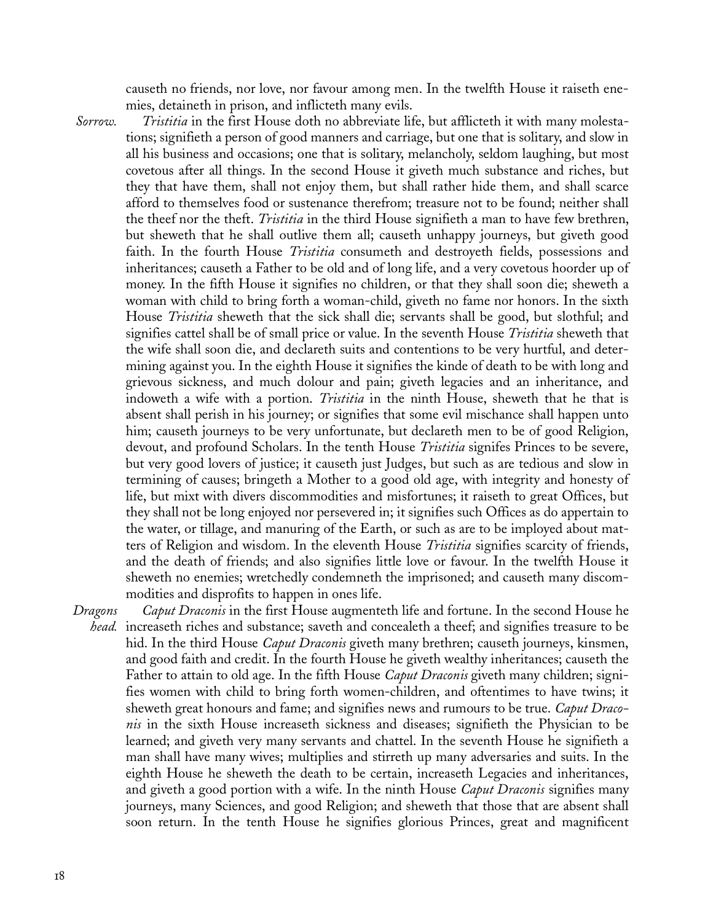causeth no friends, nor love, nor favour among men. In the twelfth House it raiseth enemies, detaineth in prison, and inflicteth many evils.

*Sorrow.* *Tristitia* in the first House doth no abbreviate life, but afflicteth it with many molestations; signifieth a person of good manners and carriage, but one that is solitary, and slow in all his business and occasions; one that is solitary, melancholy, seldom laughing, but most covetous after all things. In the second House it giveth much substance and riches, but they that have them, shall not enjoy them, but shall rather hide them, and shall scarce afford to themselves food or sustenance therefrom; treasure not to be found; neither shall the theef nor the theft. *Tristitia* in the third House signifieth a man to have few brethren, but sheweth that he shall outlive them all; causeth unhappy journeys, but giveth good faith. In the fourth House *Tristitia* consumeth and destroyeth fields, possessions and inheritances; causeth a Father to be old and of long life, and a very covetous hoorder up of money. In the fifth House it signifies no children, or that they shall soon die; sheweth a woman with child to bring forth a woman-child, giveth no fame nor honors. In the sixth House *Tristitia* sheweth that the sick shall die; servants shall be good, but slothful; and signifies cattel shall be of small price or value. In the seventh House *Tristitia* sheweth that the wife shall soon die, and declareth suits and contentions to be very hurtful, and determining against you. In the eighth House it signifies the kinde of death to be with long and grievous sickness, and much dolour and pain; giveth legacies and an inheritance, and indoweth a wife with a portion. *Tristitia* in the ninth House, sheweth that he that is absent shall perish in his journey; or signifies that some evil mischance shall happen unto him; causeth journeys to be very unfortunate, but declareth men to be of good Religion, devout, and profound Scholars. In the tenth House *Tristitia* signifes Princes to be severe, but very good lovers of justice; it causeth just Judges, but such as are tedious and slow in termining of causes; bringeth a Mother to a good old age, with integrity and honesty of life, but mixt with divers discommodities and misfortunes; it raiseth to great Offices, but they shall not be long enjoyed nor persevered in; it signifies such Offices as do appertain to the water, or tillage, and manuring of the Earth, or such as are to be imployed about matters of Religion and wisdom. In the eleventh House *Tristitia* signifies scarcity of friends, and the death of friends; and also signifies little love or favour. In the twelfth House it sheweth no enemies; wretchedly condemneth the imprisoned; and causeth many discommodities and disprofits to happen in ones life.

*Dragons head.* *Caput Draconis* in the first House augmenteth life and fortune. In the second House he increaseth riches and substance; saveth and concealeth a theef; and signifies treasure to be hid. In the third House *Caput Draconis* giveth many brethren; causeth journeys, kinsmen, and good faith and credit. In the fourth House he giveth wealthy inheritances; causeth the Father to attain to old age. In the fifth House *Caput Draconis* giveth many children; signifies women with child to bring forth women-children, and oftentimes to have twins; it sheweth great honours and fame; and signifies news and rumours to be true. *Caput Draconis* in the sixth House increaseth sickness and diseases; signifieth the Physician to be learned; and giveth very many servants and chattel. In the seventh House he signifieth a man shall have many wives; multiplies and stirreth up many adversaries and suits. In the eighth House he sheweth the death to be certain, increaseth Legacies and inheritances, and giveth a good portion with a wife. In the ninth House *Caput Draconis* signifies many journeys, many Sciences, and good Religion; and sheweth that those that are absent shall soon return. In the tenth House he signifies glorious Princes, great and magnificent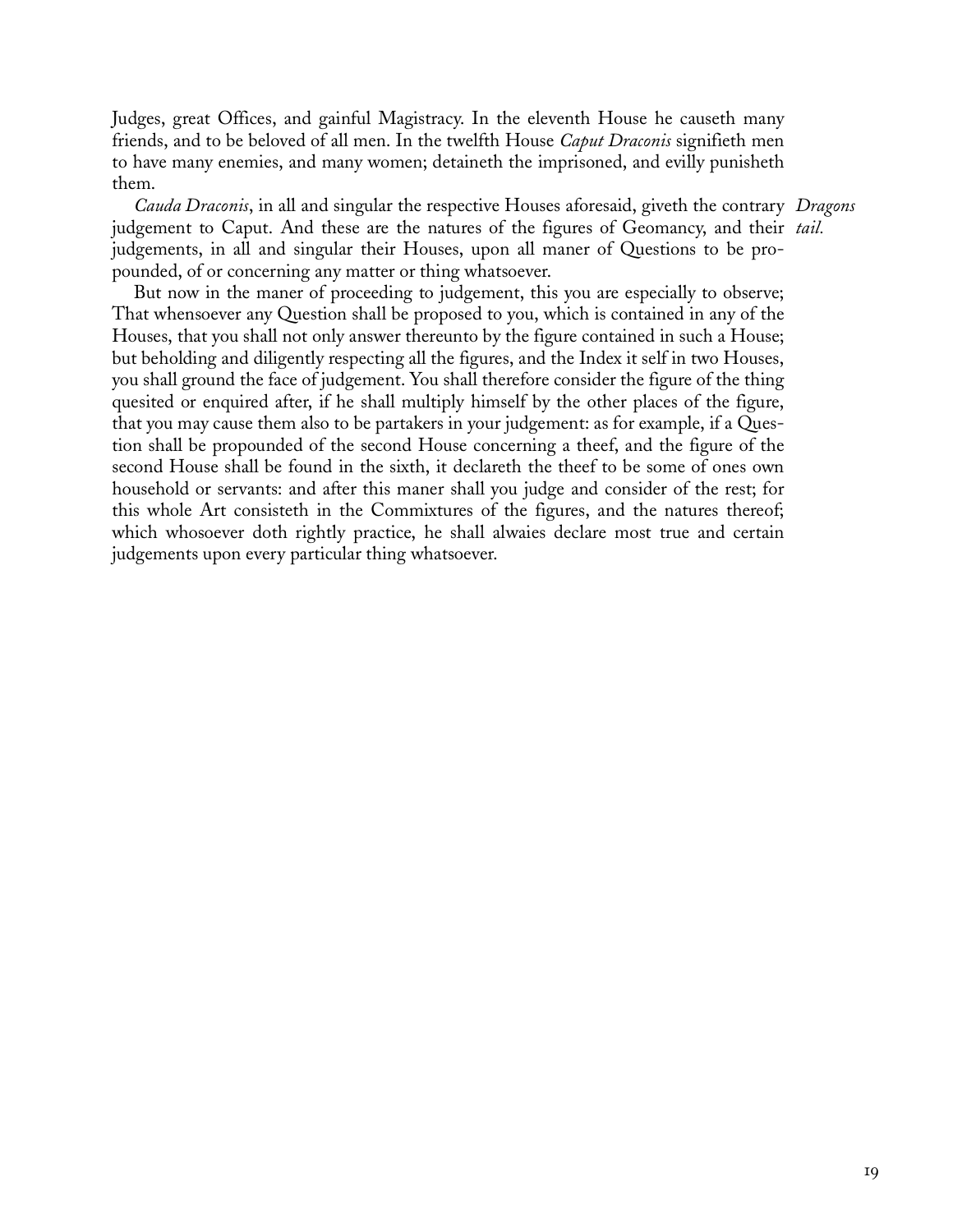Judges, great Offices, and gainful Magistracy. In the eleventh House he causeth many friends, and to be beloved of all men. In the twelfth House *Caput Draconis* signifieth men to have many enemies, and many women; detaineth the imprisoned, and evilly punisheth them.

*Dragons tail.*

*Cauda Draconis*, in all and singular the respective Houses aforesaid, giveth the contrary judgement to Caput. And these are the natures of the figures of Geomancy, and their judgements, in all and singular their Houses, upon all maner of Questions to be propounded, of or concerning any matter or thing whatsoever.

But now in the maner of proceeding to judgement, this you are especially to observe; That whensoever any Question shall be proposed to you, which is contained in any of the Houses, that you shall not only answer thereunto by the figure contained in such a House; but beholding and diligently respecting all the figures, and the Index it self in two Houses, you shall ground the face of judgement. You shall therefore consider the figure of the thing quesited or enquired after, if he shall multiply himself by the other places of the figure, that you may cause them also to be partakers in your judgement: as for example, if a Question shall be propounded of the second House concerning a theef, and the figure of the second House shall be found in the sixth, it declareth the theef to be some of ones own household or servants: and after this maner shall you judge and consider of the rest; for this whole Art consisteth in the Commixtures of the figures, and the natures thereof; which whosoever doth rightly practice, he shall alwaies declare most true and certain judgements upon every particular thing whatsoever.